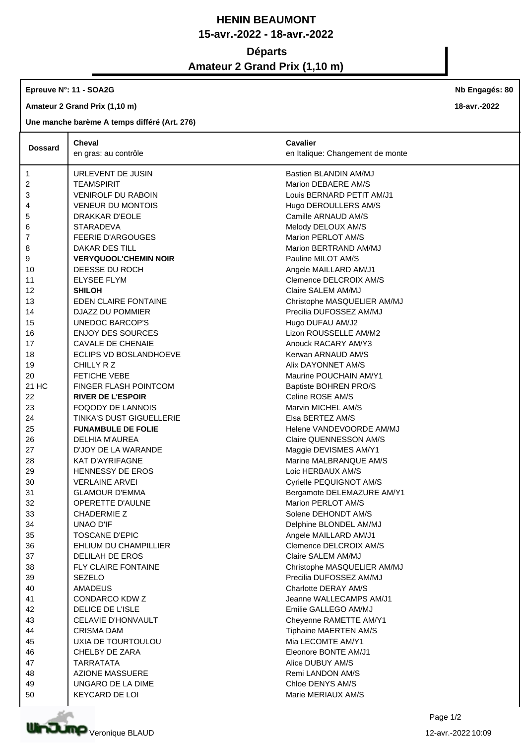# HENIN BEAUMONT

## 15-avr.-2022 - 18-avr.-2022

## Départs

## Amateur 2 Grand Prix (1,10 m)

**Epreuve N°: 11 - SOA2G** — **Nb Engagés: 80**

**Amateur 2 Grand Prix (1,10 m)** — **18-avr.-2022**

**Une manche barème A temps différé (Art. 276)**

| Dossard | Cheval<br>en gras: au contrôle | Cavalier<br>en Italique: Changement de monte |
|---|---|---|
| 1 | URLEVENT DE JUSIN | Bastien BLANDIN AM/MJ |
| 2 | TEAMSPIRIT | Marion DEBAERE AM/S |
| 3 | VENIROLF DU RABOIN | Louis BERNARD PETIT AM/J1 |
| 4 | VENEUR DU MONTOIS | Hugo DEROULLERS AM/S |
| 5 | DRAKKAR D'EOLE | Camille ARNAUD AM/S |
| 6 | STARADEVA | Melody DELOUX AM/S |
| 7 | FEERIE D'ARGOUGES | Marion PERLOT AM/S |
| 8 | DAKAR DES TILL | Marion BERTRAND AM/MJ |
| 9 | **VERYQUOOL'CHEMIN NOIR** | Pauline MILOT AM/S |
| 10 | DEESSE DU ROCH | Angele MAILLARD AM/J1 |
| 11 | ELYSEE FLYM | Clemence DELCROIX AM/S |
| 12 | **SHILOH** | Claire SALEM AM/MJ |
| 13 | EDEN CLAIRE FONTAINE | Christophe MASQUELIER AM/MJ |
| 14 | DJAZZ DU POMMIER | Precilia DUFOSSEZ AM/MJ |
| 15 | UNEDOC BARCOP'S | Hugo DUFAU AM/J2 |
| 16 | ENJOY DES SOURCES | Lizon ROUSSELLE AM/M2 |
| 17 | CAVALE DE CHENAIE | Anouck RACARY AM/Y3 |
| 18 | ECLIPS VD BOSLANDHOEVE | Kerwan ARNAUD AM/S |
| 19 | CHILLY R Z | Alix DAYONNET AM/S |
| 20 | FETICHE VEBE | Maurine POUCHAIN AM/Y1 |
| 21 HC | FINGER FLASH POINTCOM | Baptiste BOHREN PRO/S |
| 22 | **RIVER DE L'ESPOIR** | Celine ROSE AM/S |
| 23 | FOQODY DE LANNOIS | Marvin MICHEL AM/S |
| 24 | TINKA'S DUST GIGUELLERIE | Elsa BERTEZ AM/S |
| 25 | **FUNAMBULE DE FOLIE** | Helene VANDEVOORDE AM/MJ |
| 26 | DELHIA M'AUREA | Claire QUENNESSON AM/S |
| 27 | D'JOY DE LA WARANDE | Maggie DEVISMES AM/Y1 |
| 28 | KAT D'AYRIFAGNE | Marine MALBRANQUE AM/S |
| 29 | HENNESSY DE EROS | Loic HERBAUX AM/S |
| 30 | VERLAINE ARVEI | Cyrielle PEQUIGNOT AM/S |
| 31 | GLAMOUR D'EMMA | Bergamote DELEMAZURE AM/Y1 |
| 32 | OPERETTE D'AULNE | Marion PERLOT AM/S |
| 33 | CHADERMIE Z | Solene DEHONDT AM/S |
| 34 | UNAO D'IF | Delphine BLONDEL AM/MJ |
| 35 | TOSCANE D'EPIC | Angele MAILLARD AM/J1 |
| 36 | EHLIUM DU CHAMPILLIER | Clemence DELCROIX AM/S |
| 37 | DELILAH DE EROS | Claire SALEM AM/MJ |
| 38 | FLY CLAIRE FONTAINE | Christophe MASQUELIER AM/MJ |
| 39 | SEZELO | Precilia DUFOSSEZ AM/MJ |
| 40 | AMADEUS | Charlotte DERAY AM/S |
| 41 | CONDARCO KDW Z | Jeanne WALLECAMPS AM/J1 |
| 42 | DELICE DE L'ISLE | Emilie GALLEGO AM/MJ |
| 43 | CELAVIE D'HONVAULT | Cheyenne RAMETTE AM/Y1 |
| 44 | CRISMA DAM | Tiphaine MAERTEN AM/S |
| 45 | UXIA DE TOURTOULOU | Mia LECOMTE AM/Y1 |
| 46 | CHELBY DE ZARA | Eleonore BONTE AM/J1 |
| 47 | TARRATATA | Alice DUBUY AM/S |
| 48 | AZIONE MASSUERE | Remi LANDON AM/S |
| 49 | UNGARO DE LA DIME | Chloe DENYS AM/S |
| 50 | KEYCARD DE LOI | Marie MERIAUX AM/S |

Veronique BLAUD — 12-avr.-2022 10:09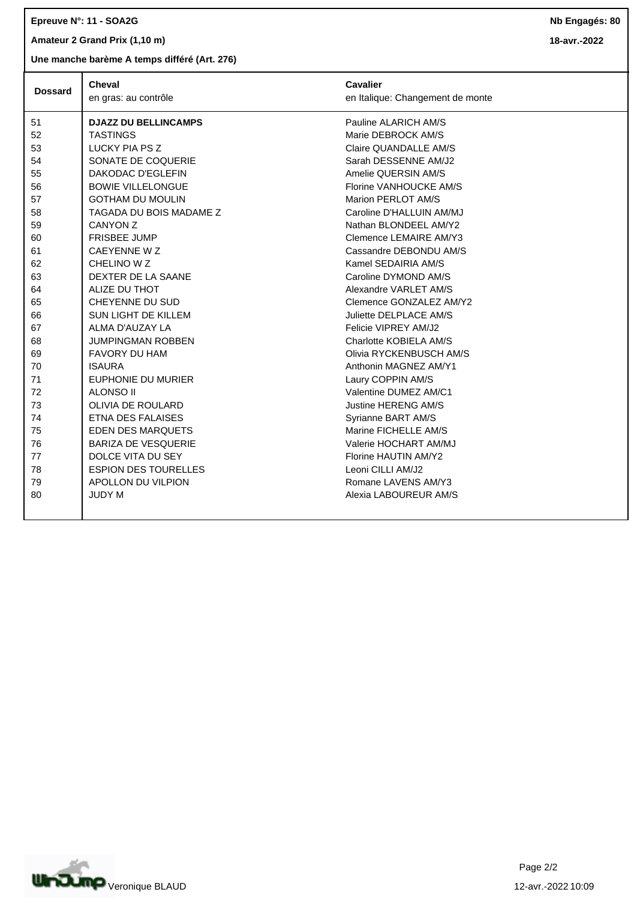**Epreuve N°: 11 - SOA2G** **Nb Engagés: 80**

**Amateur 2 Grand Prix (1,10 m)** **18-avr.-2022**

**Une manche barème A temps différé (Art. 276)**

| Dossard | Cheval<br>en gras: au contrôle | Cavalier<br>en Italique: Changement de monte |
|---|---|---|
| 51 | **DJAZZ DU BELLINCAMPS** | Pauline ALARICH AM/S |
| 52 | TASTINGS | Marie DEBROCK AM/S |
| 53 | LUCKY PIA PS Z | Claire QUANDALLE AM/S |
| 54 | SONATE DE COQUERIE | Sarah DESSENNE AM/J2 |
| 55 | DAKODAC D'EGLEFIN | Amelie QUERSIN AM/S |
| 56 | BOWIE VILLELONGUE | Florine VANHOUCKE AM/S |
| 57 | GOTHAM DU MOULIN | Marion PERLOT AM/S |
| 58 | TAGADA DU BOIS MADAME Z | Caroline D'HALLUIN AM/MJ |
| 59 | CANYON Z | Nathan BLONDEEL AM/Y2 |
| 60 | FRISBEE JUMP | Clemence LEMAIRE AM/Y3 |
| 61 | CAEYENNE W Z | Cassandre DEBONDU AM/S |
| 62 | CHELINO W Z | Kamel SEDAIRIA AM/S |
| 63 | DEXTER DE LA SAANE | Caroline DYMOND AM/S |
| 64 | ALIZE DU THOT | Alexandre VARLET AM/S |
| 65 | CHEYENNE DU SUD | Clemence GONZALEZ AM/Y2 |
| 66 | SUN LIGHT DE KILLEM | Juliette DELPLACE AM/S |
| 67 | ALMA D'AUZAY LA | Felicie VIPREY AM/J2 |
| 68 | JUMPINGMAN ROBBEN | Charlotte KOBIELA AM/S |
| 69 | FAVORY DU HAM | Olivia RYCKENBUSCH AM/S |
| 70 | ISAURA | Anthonin MAGNEZ AM/Y1 |
| 71 | EUPHONIE DU MURIER | Laury COPPIN AM/S |
| 72 | ALONSO II | Valentine DUMEZ AM/C1 |
| 73 | OLIVIA DE ROULARD | Justine HERENG AM/S |
| 74 | ETNA DES FALAISES | Syrianne BART AM/S |
| 75 | EDEN DES MARQUETS | Marine FICHELLE AM/S |
| 76 | BARIZA DE VESQUERIE | Valerie HOCHART AM/MJ |
| 77 | DOLCE VITA DU SEY | Florine HAUTIN AM/Y2 |
| 78 | ESPION DES TOURELLES | Leoni CILLI AM/J2 |
| 79 | APOLLON DU VILPION | Romane LAVENS AM/Y3 |
| 80 | JUDY M | Alexia LABOUREUR AM/S |

Veronique BLAUD

12-avr.-2022 10:09